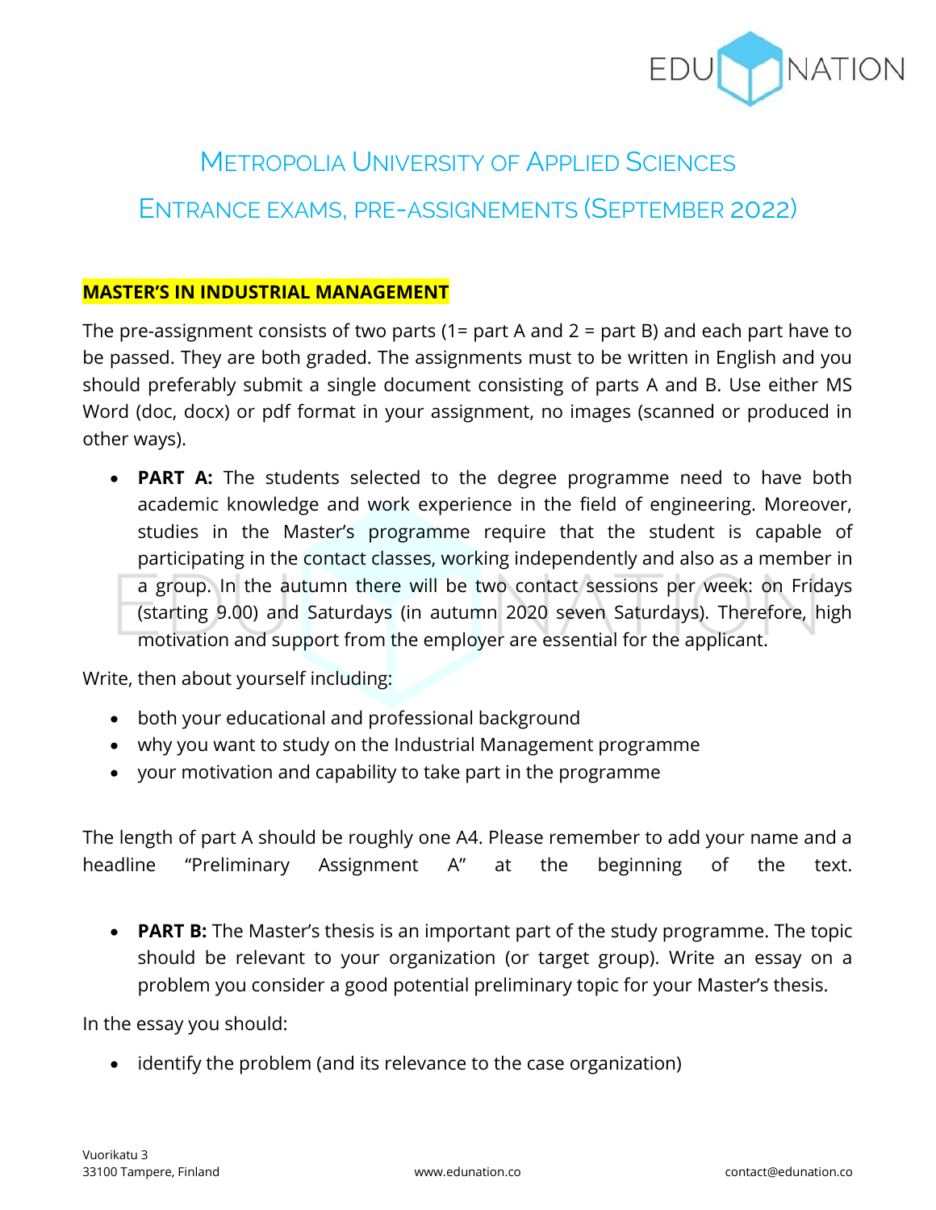# Metropolia University of Applied Sciences

## Entrance exams, pre-assignements (September 2022)

### MASTER'S IN INDUSTRIAL MANAGEMENT

The pre-assignment consists of two parts (1= part A and 2 = part B) and each part have to be passed. They are both graded. The assignments must to be written in English and you should preferably submit a single document consisting of parts A and B. Use either MS Word (doc, docx) or pdf format in your assignment, no images (scanned or produced in other ways).

- **PART A:** The students selected to the degree programme need to have both academic knowledge and work experience in the field of engineering. Moreover, studies in the Master's programme require that the student is capable of participating in the contact classes, working independently and also as a member in a group. In the autumn there will be two contact sessions per week: on Fridays (starting 9.00) and Saturdays (in autumn 2020 seven Saturdays). Therefore, high motivation and support from the employer are essential for the applicant.

Write, then about yourself including:

- both your educational and professional background
- why you want to study on the Industrial Management programme
- your motivation and capability to take part in the programme

The length of part A should be roughly one A4. Please remember to add your name and a headline "Preliminary Assignment A" at the beginning of the text.

- **PART B:** The Master's thesis is an important part of the study programme. The topic should be relevant to your organization (or target group). Write an essay on a problem you consider a good potential preliminary topic for your Master's thesis.

In the essay you should:

- identify the problem (and its relevance to the case organization)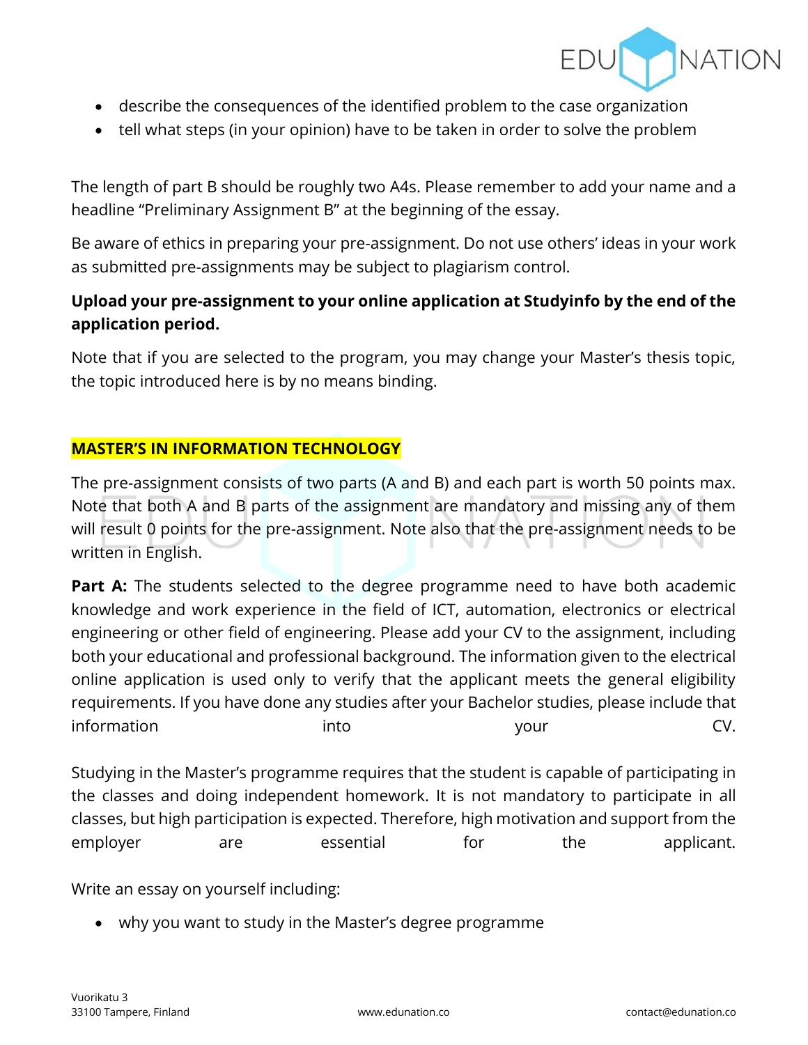- describe the consequences of the identified problem to the case organization
- tell what steps (in your opinion) have to be taken in order to solve the problem

The length of part B should be roughly two A4s. Please remember to add your name and a headline "Preliminary Assignment B" at the beginning of the essay.

Be aware of ethics in preparing your pre-assignment. Do not use others' ideas in your work as submitted pre-assignments may be subject to plagiarism control.

**Upload your pre-assignment to your online application at Studyinfo by the end of the application period.**

Note that if you are selected to the program, you may change your Master's thesis topic, the topic introduced here is by no means binding.

## MASTER'S IN INFORMATION TECHNOLOGY

The pre-assignment consists of two parts (A and B) and each part is worth 50 points max. Note that both A and B parts of the assignment are mandatory and missing any of them will result 0 points for the pre-assignment. Note also that the pre-assignment needs to be written in English.

**Part A:** The students selected to the degree programme need to have both academic knowledge and work experience in the field of ICT, automation, electronics or electrical engineering or other field of engineering. Please add your CV to the assignment, including both your educational and professional background. The information given to the electrical online application is used only to verify that the applicant meets the general eligibility requirements. If you have done any studies after your Bachelor studies, please include that information into your CV.

Studying in the Master's programme requires that the student is capable of participating in the classes and doing independent homework. It is not mandatory to participate in all classes, but high participation is expected. Therefore, high motivation and support from the employer are essential for the applicant.

Write an essay on yourself including:

- why you want to study in the Master's degree programme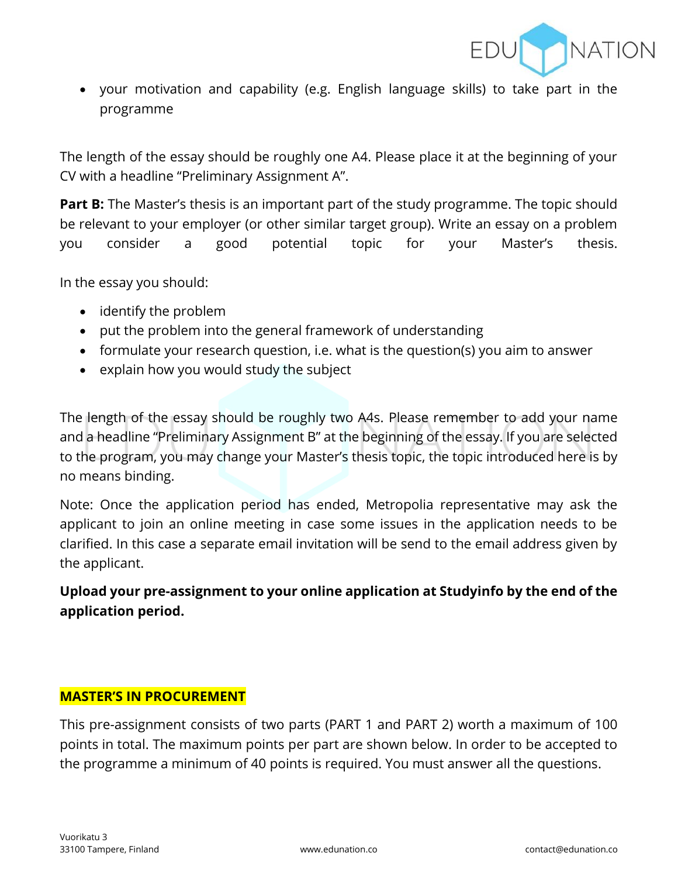- your motivation and capability (e.g. English language skills) to take part in the programme

The length of the essay should be roughly one A4. Please place it at the beginning of your CV with a headline “Preliminary Assignment A”.

**Part B:** The Master’s thesis is an important part of the study programme. The topic should be relevant to your employer (or other similar target group). Write an essay on a problem you consider a good potential topic for your Master’s thesis.

In the essay you should:

- identify the problem
- put the problem into the general framework of understanding
- formulate your research question, i.e. what is the question(s) you aim to answer
- explain how you would study the subject

The length of the essay should be roughly two A4s. Please remember to add your name and a headline “Preliminary Assignment B” at the beginning of the essay. If you are selected to the program, you may change your Master’s thesis topic, the topic introduced here is by no means binding.

Note: Once the application period has ended, Metropolia representative may ask the applicant to join an online meeting in case some issues in the application needs to be clarified. In this case a separate email invitation will be send to the email address given by the applicant.

**Upload your pre-assignment to your online application at Studyinfo by the end of the application period.**

## MASTER’S IN PROCUREMENT

This pre-assignment consists of two parts (PART 1 and PART 2) worth a maximum of 100 points in total. The maximum points per part are shown below. In order to be accepted to the programme a minimum of 40 points is required. You must answer all the questions.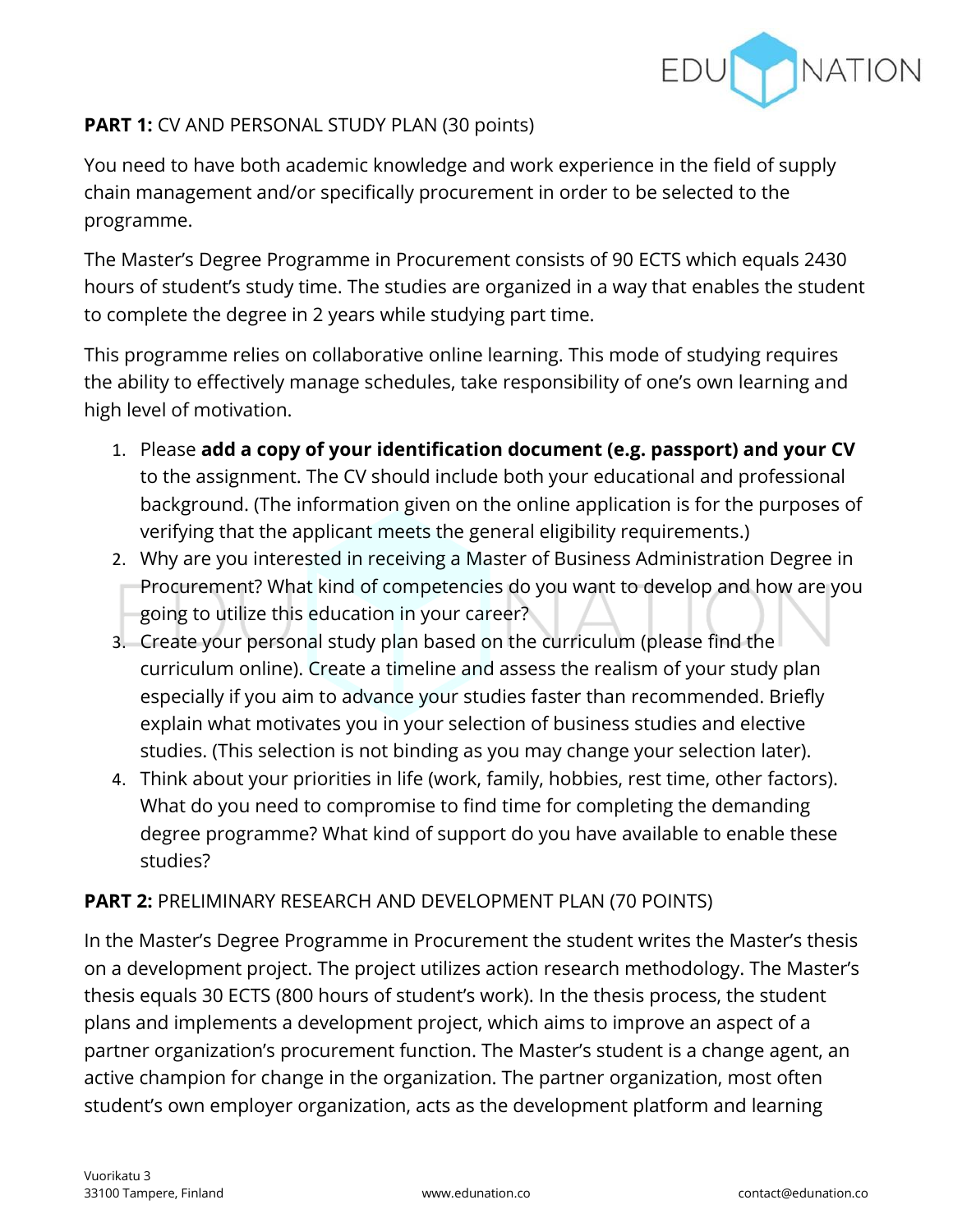**PART 1:** CV AND PERSONAL STUDY PLAN (30 points)

You need to have both academic knowledge and work experience in the field of supply chain management and/or specifically procurement in order to be selected to the programme.

The Master's Degree Programme in Procurement consists of 90 ECTS which equals 2430 hours of student's study time. The studies are organized in a way that enables the student to complete the degree in 2 years while studying part time.

This programme relies on collaborative online learning. This mode of studying requires the ability to effectively manage schedules, take responsibility of one's own learning and high level of motivation.

1. Please **add a copy of your identification document (e.g. passport) and your CV** to the assignment. The CV should include both your educational and professional background. (The information given on the online application is for the purposes of verifying that the applicant meets the general eligibility requirements.)
2. Why are you interested in receiving a Master of Business Administration Degree in Procurement? What kind of competencies do you want to develop and how are you going to utilize this education in your career?
3. Create your personal study plan based on the curriculum (please find the curriculum online). Create a timeline and assess the realism of your study plan especially if you aim to advance your studies faster than recommended. Briefly explain what motivates you in your selection of business studies and elective studies. (This selection is not binding as you may change your selection later).
4. Think about your priorities in life (work, family, hobbies, rest time, other factors). What do you need to compromise to find time for completing the demanding degree programme? What kind of support do you have available to enable these studies?

**PART 2:** PRELIMINARY RESEARCH AND DEVELOPMENT PLAN (70 POINTS)

In the Master's Degree Programme in Procurement the student writes the Master's thesis on a development project. The project utilizes action research methodology. The Master's thesis equals 30 ECTS (800 hours of student's work). In the thesis process, the student plans and implements a development project, which aims to improve an aspect of a partner organization's procurement function. The Master's student is a change agent, an active champion for change in the organization. The partner organization, most often student's own employer organization, acts as the development platform and learning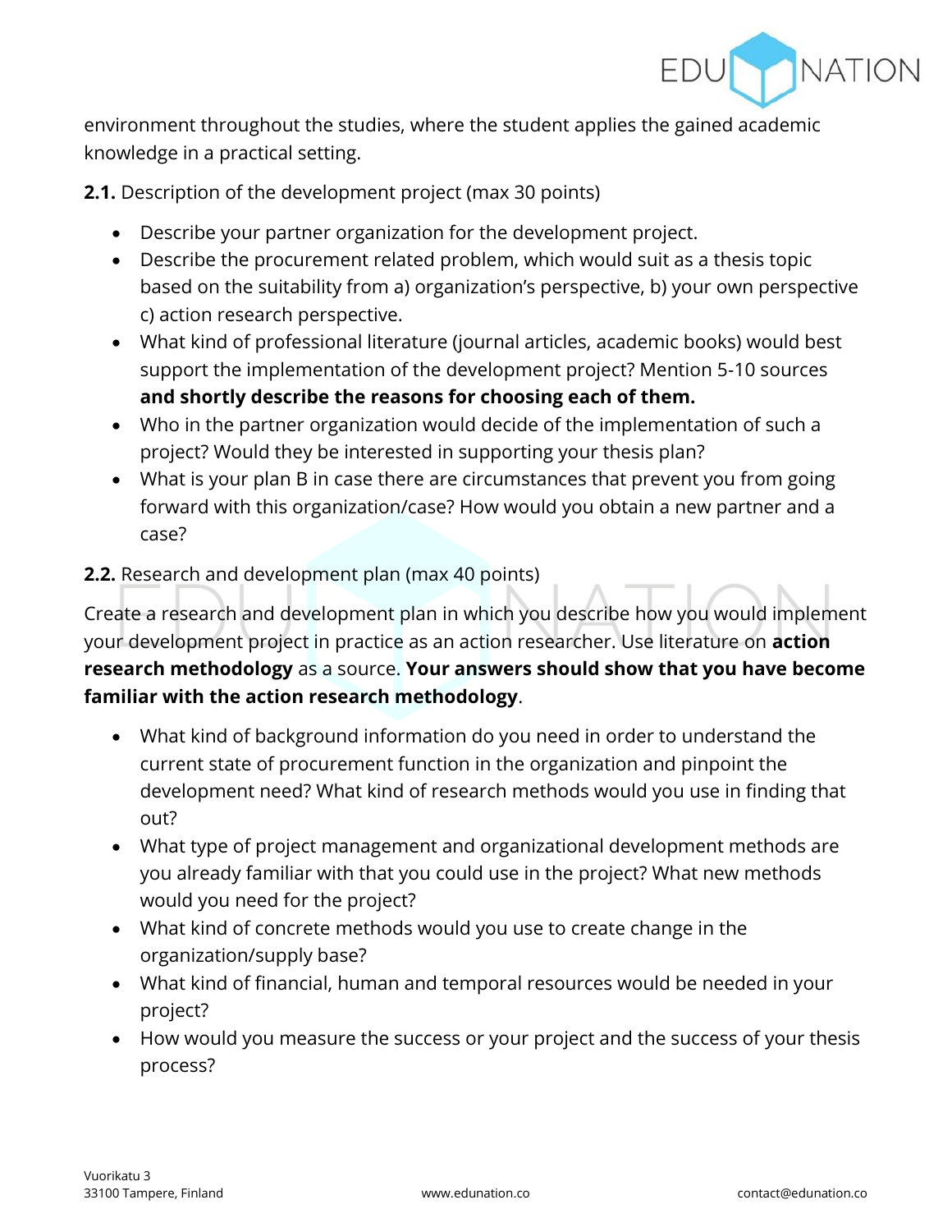environment throughout the studies, where the student applies the gained academic knowledge in a practical setting.

**2.1.** Description of the development project (max 30 points)

- Describe your partner organization for the development project.
- Describe the procurement related problem, which would suit as a thesis topic based on the suitability from a) organization's perspective, b) your own perspective c) action research perspective.
- What kind of professional literature (journal articles, academic books) would best support the implementation of the development project? Mention 5-10 sources **and shortly describe the reasons for choosing each of them.**
- Who in the partner organization would decide of the implementation of such a project? Would they be interested in supporting your thesis plan?
- What is your plan B in case there are circumstances that prevent you from going forward with this organization/case? How would you obtain a new partner and a case?

**2.2.** Research and development plan (max 40 points)

Create a research and development plan in which you describe how you would implement your development project in practice as an action researcher. Use literature on **action research methodology** as a source. **Your answers should show that you have become familiar with the action research methodology**.

- What kind of background information do you need in order to understand the current state of procurement function in the organization and pinpoint the development need? What kind of research methods would you use in finding that out?
- What type of project management and organizational development methods are you already familiar with that you could use in the project? What new methods would you need for the project?
- What kind of concrete methods would you use to create change in the organization/supply base?
- What kind of financial, human and temporal resources would be needed in your project?
- How would you measure the success or your project and the success of your thesis process?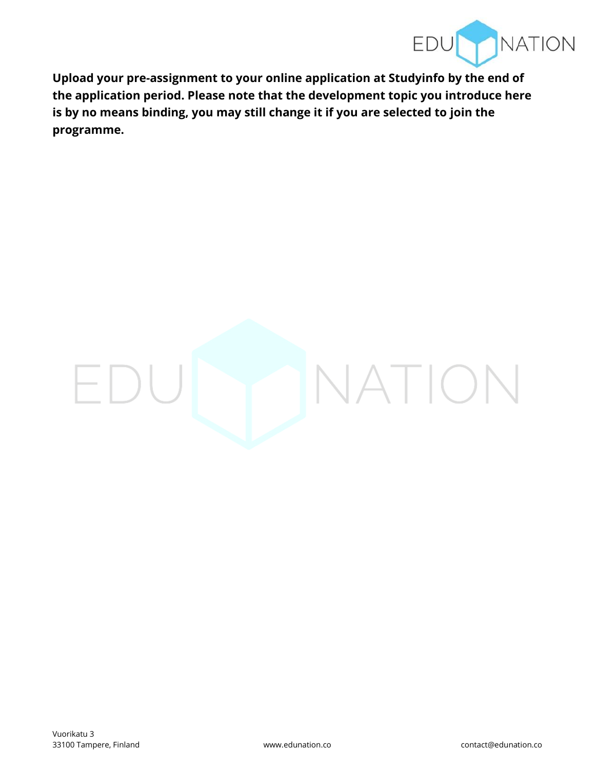**Upload your pre-assignment to your online application at Studyinfo by the end of the application period. Please note that the development topic you introduce here is by no means binding, you may still change it if you are selected to join the programme.**